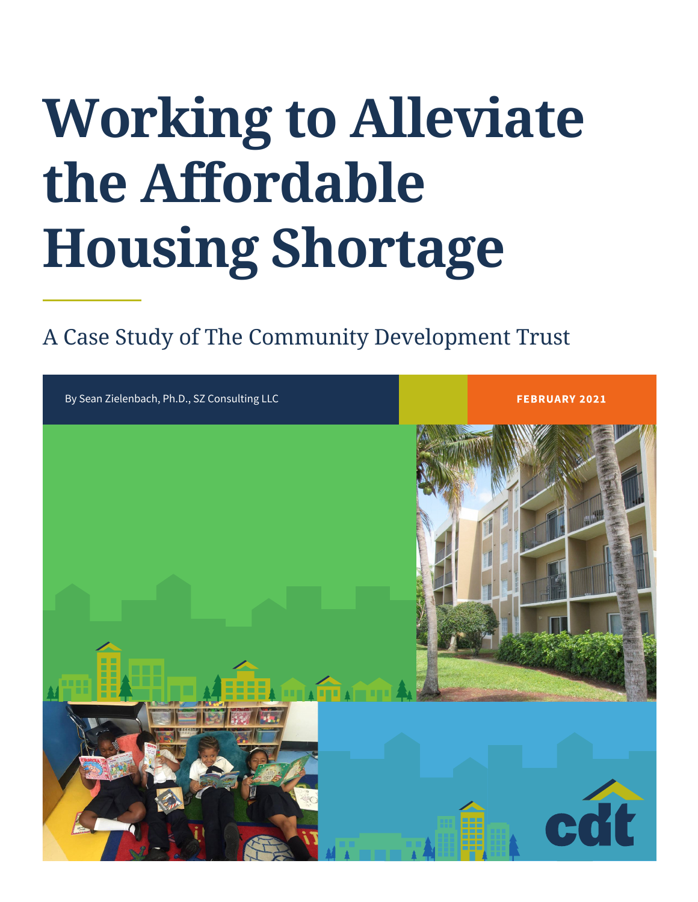# Working to Alleviate the Affordable Housing Shortage

A Case Study of The Community Development Trust

By Sean Zielenbach, Ph.D., SZ Consulting LLC

FEBRUARY 2021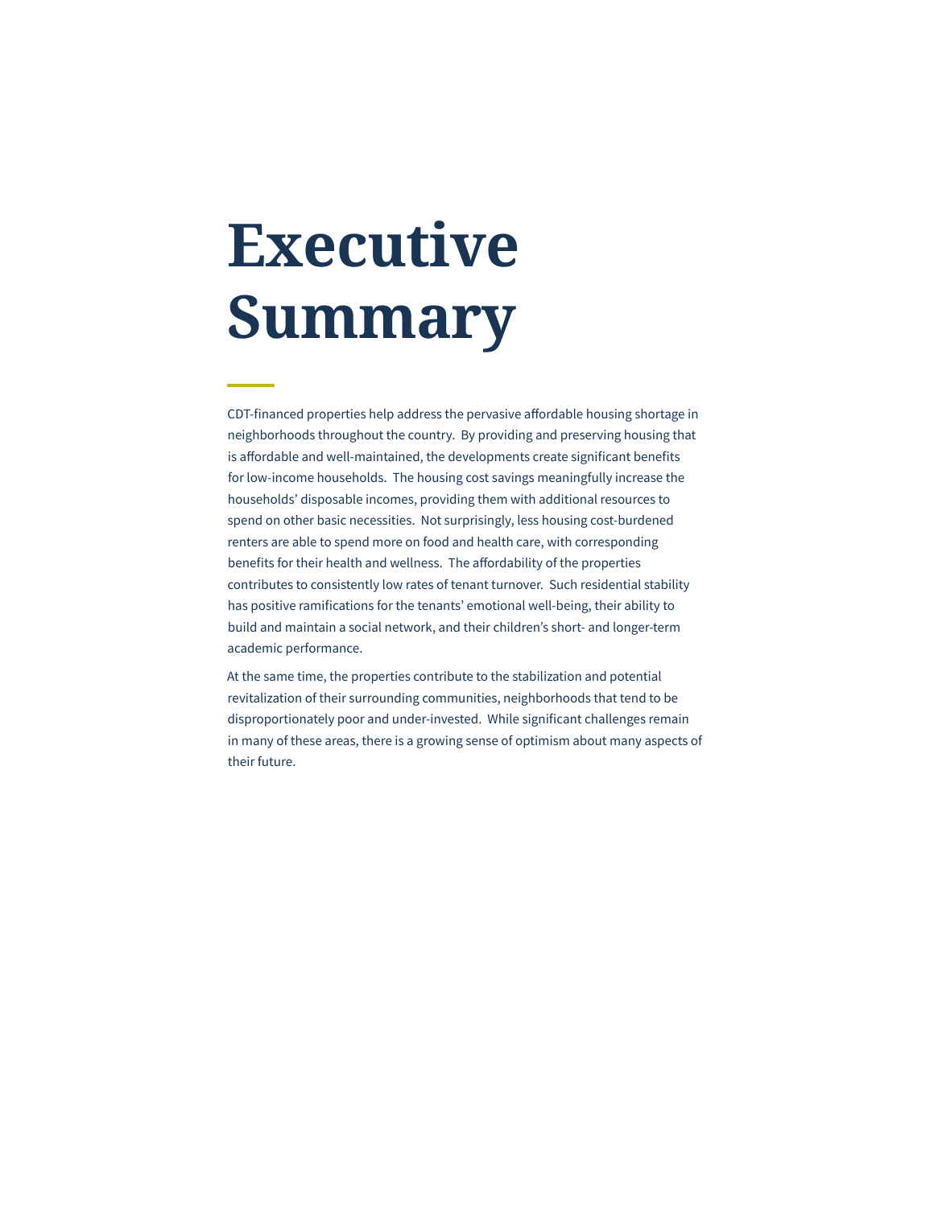# Executive Summary

CDT-financed properties help address the pervasive affordable housing shortage in neighborhoods throughout the country. By providing and preserving housing that is affordable and well-maintained, the developments create significant benefits for low-income households. The housing cost savings meaningfully increase the households' disposable incomes, providing them with additional resources to spend on other basic necessities. Not surprisingly, less housing cost-burdened renters are able to spend more on food and health care, with corresponding benefits for their health and wellness. The affordability of the properties contributes to consistently low rates of tenant turnover. Such residential stability has positive ramifications for the tenants' emotional well-being, their ability to build and maintain a social network, and their children's short- and longer-term academic performance.

At the same time, the properties contribute to the stabilization and potential revitalization of their surrounding communities, neighborhoods that tend to be disproportionately poor and under-invested. While significant challenges remain in many of these areas, there is a growing sense of optimism about many aspects of their future.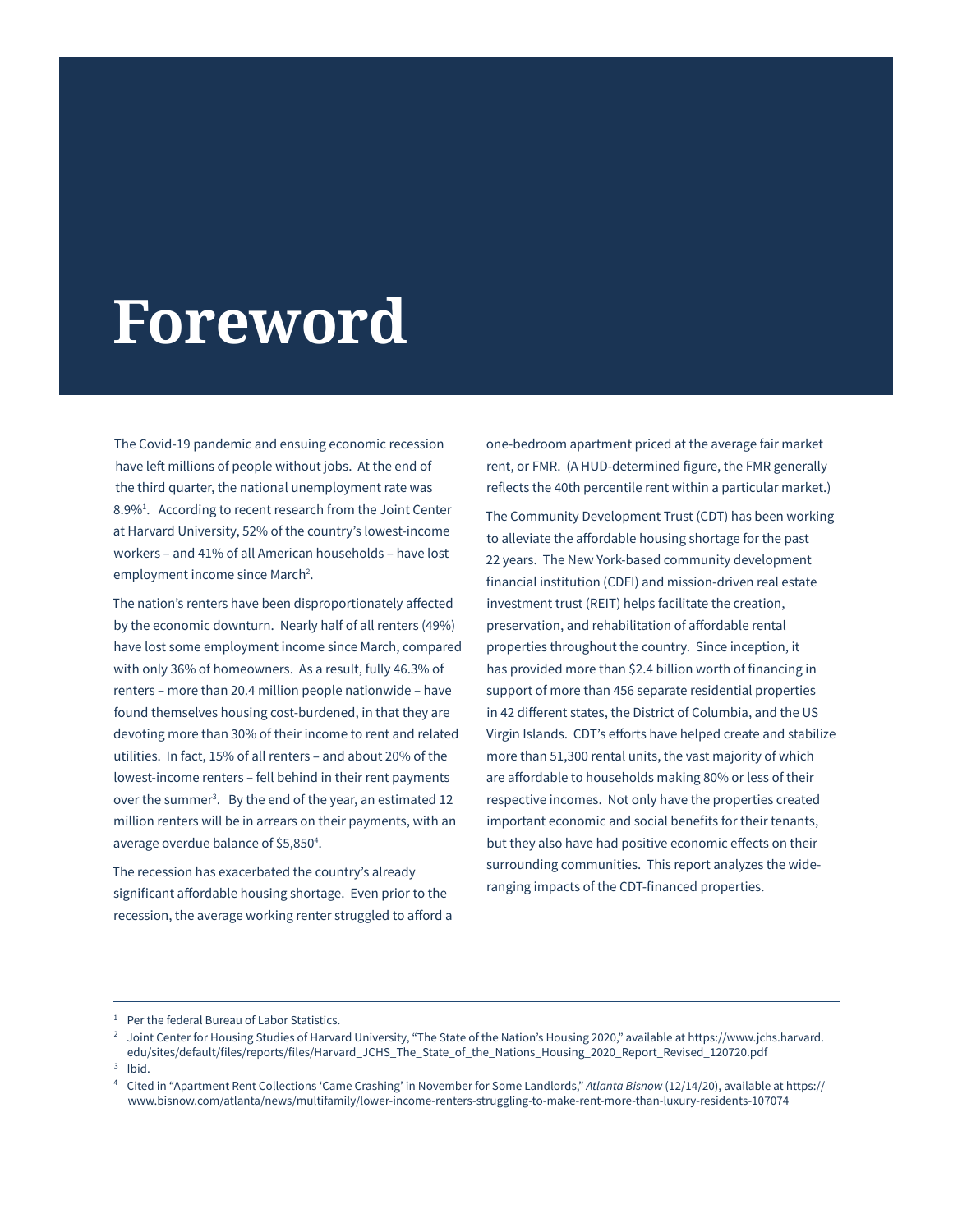# Foreword

The Covid-19 pandemic and ensuing economic recession have left millions of people without jobs. At the end of the third quarter, the national unemployment rate was 8.9%[1]. According to recent research from the Joint Center at Harvard University, 52% of the country's lowest-income workers – and 41% of all American households – have lost employment income since March[2].

The nation's renters have been disproportionately affected by the economic downturn. Nearly half of all renters (49%) have lost some employment income since March, compared with only 36% of homeowners. As a result, fully 46.3% of renters – more than 20.4 million people nationwide – have found themselves housing cost-burdened, in that they are devoting more than 30% of their income to rent and related utilities. In fact, 15% of all renters – and about 20% of the lowest-income renters – fell behind in their rent payments over the summer[3]. By the end of the year, an estimated 12 million renters will be in arrears on their payments, with an average overdue balance of $5,850[4].

The recession has exacerbated the country's already significant affordable housing shortage. Even prior to the recession, the average working renter struggled to afford a one-bedroom apartment priced at the average fair market rent, or FMR. (A HUD-determined figure, the FMR generally reflects the 40th percentile rent within a particular market.)

The Community Development Trust (CDT) has been working to alleviate the affordable housing shortage for the past 22 years. The New York-based community development financial institution (CDFI) and mission-driven real estate investment trust (REIT) helps facilitate the creation, preservation, and rehabilitation of affordable rental properties throughout the country. Since inception, it has provided more than $2.4 billion worth of financing in support of more than 456 separate residential properties in 42 different states, the District of Columbia, and the US Virgin Islands. CDT's efforts have helped create and stabilize more than 51,300 rental units, the vast majority of which are affordable to households making 80% or less of their respective incomes. Not only have the properties created important economic and social benefits for their tenants, but they also have had positive economic effects on their surrounding communities. This report analyzes the wide-ranging impacts of the CDT-financed properties.

---

[1] Per the federal Bureau of Labor Statistics.

[2] Joint Center for Housing Studies of Harvard University, "The State of the Nation's Housing 2020," available at https://www.jchs.harvard.edu/sites/default/files/reports/files/Harvard_JCHS_The_State_of_the_Nations_Housing_2020_Report_Revised_120720.pdf

[3] Ibid.

[4] Cited in "Apartment Rent Collections 'Came Crashing' in November for Some Landlords," *Atlanta Bisnow* (12/14/20), available at https://www.bisnow.com/atlanta/news/multifamily/lower-income-renters-struggling-to-make-rent-more-than-luxury-residents-107074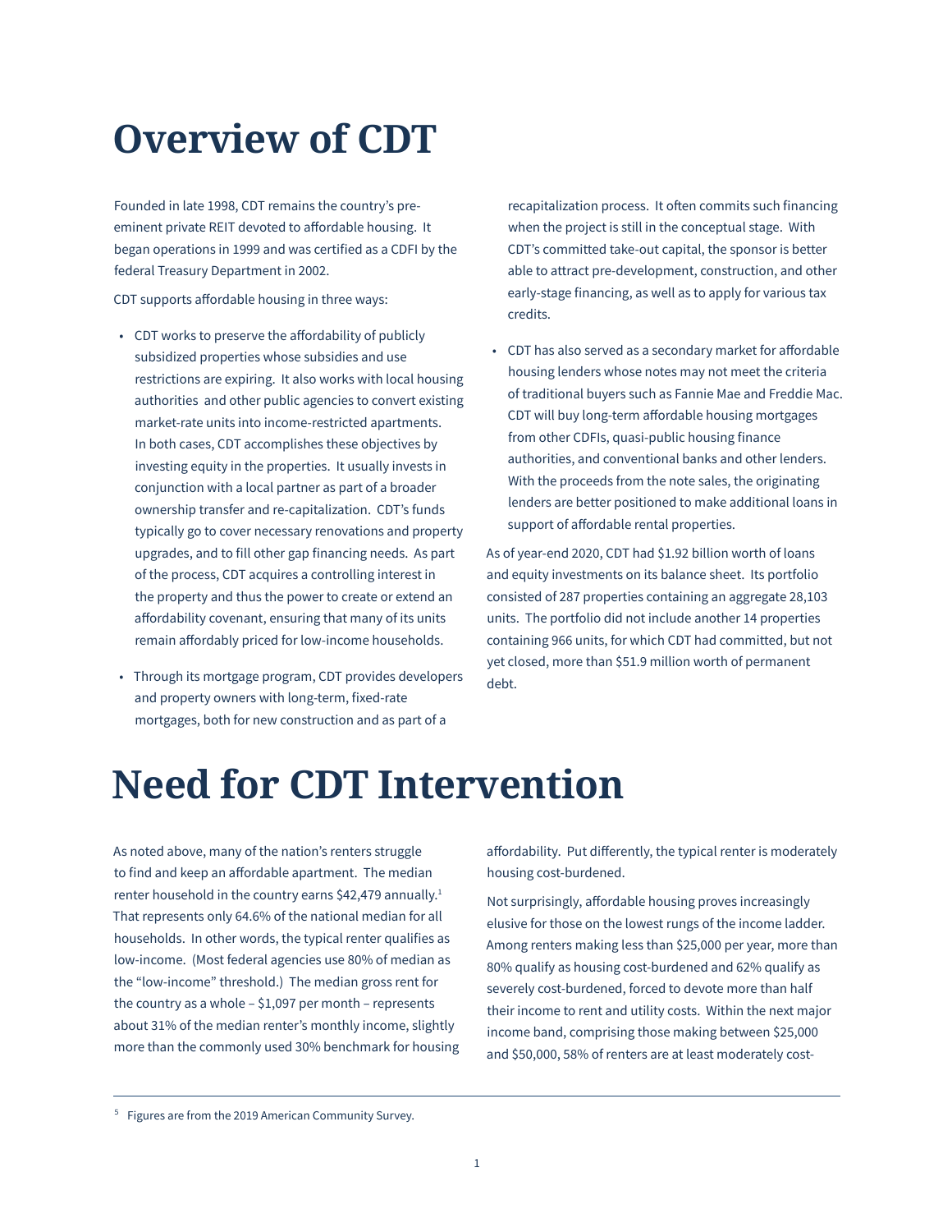# Overview of CDT

Founded in late 1998, CDT remains the country's pre-eminent private REIT devoted to affordable housing. It began operations in 1999 and was certified as a CDFI by the federal Treasury Department in 2002.

CDT supports affordable housing in three ways:

- CDT works to preserve the affordability of publicly subsidized properties whose subsidies and use restrictions are expiring. It also works with local housing authorities and other public agencies to convert existing market-rate units into income-restricted apartments. In both cases, CDT accomplishes these objectives by investing equity in the properties. It usually invests in conjunction with a local partner as part of a broader ownership transfer and re-capitalization. CDT's funds typically go to cover necessary renovations and property upgrades, and to fill other gap financing needs. As part of the process, CDT acquires a controlling interest in the property and thus the power to create or extend an affordability covenant, ensuring that many of its units remain affordably priced for low-income households.
- Through its mortgage program, CDT provides developers and property owners with long-term, fixed-rate mortgages, both for new construction and as part of a recapitalization process. It often commits such financing when the project is still in the conceptual stage. With CDT's committed take-out capital, the sponsor is better able to attract pre-development, construction, and other early-stage financing, as well as to apply for various tax credits.
- CDT has also served as a secondary market for affordable housing lenders whose notes may not meet the criteria of traditional buyers such as Fannie Mae and Freddie Mac. CDT will buy long-term affordable housing mortgages from other CDFIs, quasi-public housing finance authorities, and conventional banks and other lenders. With the proceeds from the note sales, the originating lenders are better positioned to make additional loans in support of affordable rental properties.

As of year-end 2020, CDT had $1.92 billion worth of loans and equity investments on its balance sheet. Its portfolio consisted of 287 properties containing an aggregate 28,103 units. The portfolio did not include another 14 properties containing 966 units, for which CDT had committed, but not yet closed, more than $51.9 million worth of permanent debt.

# Need for CDT Intervention

As noted above, many of the nation's renters struggle to find and keep an affordable apartment. The median renter household in the country earns $42,479 annually.[1] That represents only 64.6% of the national median for all households. In other words, the typical renter qualifies as low-income. (Most federal agencies use 80% of median as the "low-income" threshold.) The median gross rent for the country as a whole – $1,097 per month – represents about 31% of the median renter's monthly income, slightly more than the commonly used 30% benchmark for housing affordability. Put differently, the typical renter is moderately housing cost-burdened.

Not surprisingly, affordable housing proves increasingly elusive for those on the lowest rungs of the income ladder. Among renters making less than $25,000 per year, more than 80% qualify as housing cost-burdened and 62% qualify as severely cost-burdened, forced to devote more than half their income to rent and utility costs. Within the next major income band, comprising those making between $25,000 and $50,000, 58% of renters are at least moderately cost-

[5] Figures are from the 2019 American Community Survey.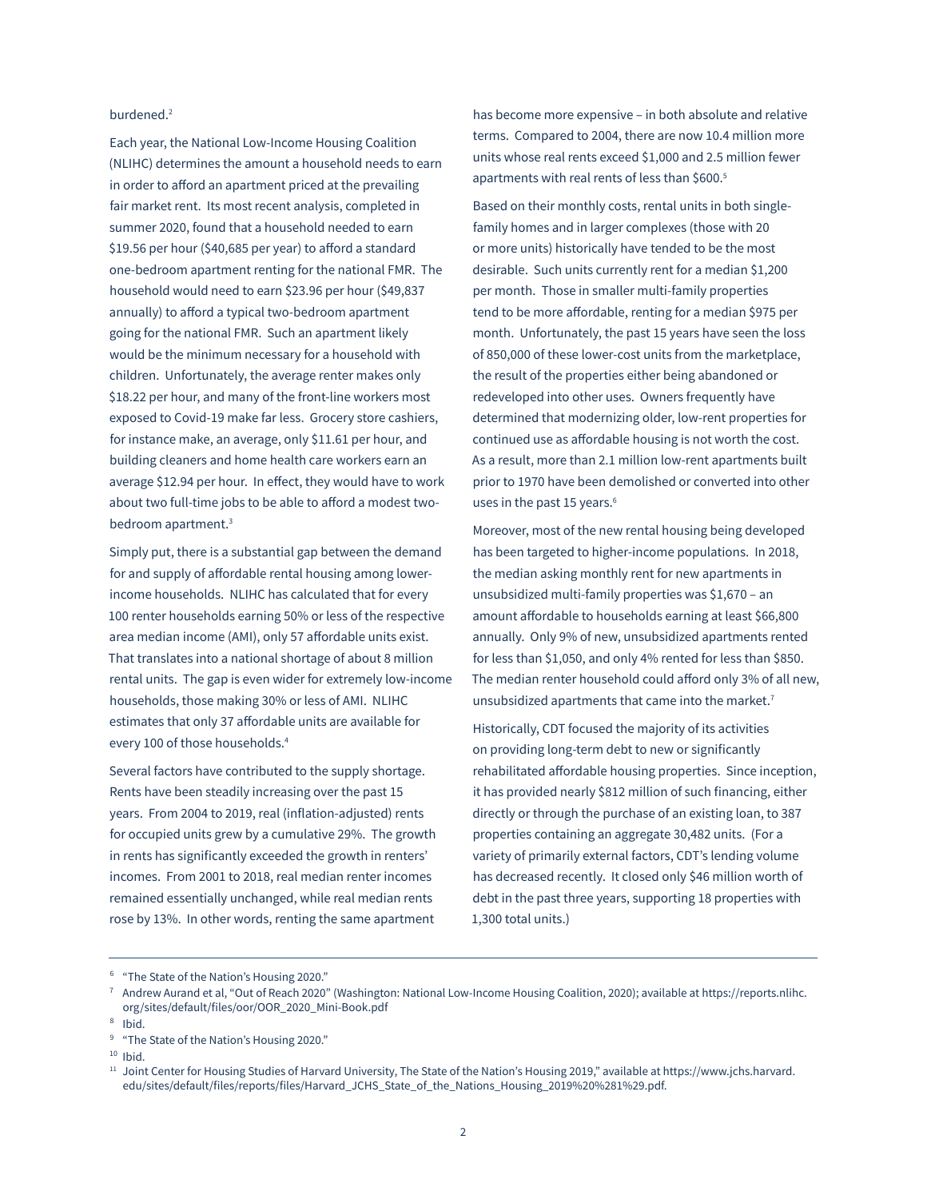burdened.[2]

Each year, the National Low-Income Housing Coalition (NLIHC) determines the amount a household needs to earn in order to afford an apartment priced at the prevailing fair market rent. Its most recent analysis, completed in summer 2020, found that a household needed to earn $19.56 per hour ($40,685 per year) to afford a standard one-bedroom apartment renting for the national FMR. The household would need to earn $23.96 per hour ($49,837 annually) to afford a typical two-bedroom apartment going for the national FMR. Such an apartment likely would be the minimum necessary for a household with children. Unfortunately, the average renter makes only $18.22 per hour, and many of the front-line workers most exposed to Covid-19 make far less. Grocery store cashiers, for instance make, an average, only $11.61 per hour, and building cleaners and home health care workers earn an average $12.94 per hour. In effect, they would have to work about two full-time jobs to be able to afford a modest two-bedroom apartment.[3]

Simply put, there is a substantial gap between the demand for and supply of affordable rental housing among lower-income households. NLIHC has calculated that for every 100 renter households earning 50% or less of the respective area median income (AMI), only 57 affordable units exist. That translates into a national shortage of about 8 million rental units. The gap is even wider for extremely low-income households, those making 30% or less of AMI. NLIHC estimates that only 37 affordable units are available for every 100 of those households.[4]

Several factors have contributed to the supply shortage. Rents have been steadily increasing over the past 15 years. From 2004 to 2019, real (inflation-adjusted) rents for occupied units grew by a cumulative 29%. The growth in rents has significantly exceeded the growth in renters' incomes. From 2001 to 2018, real median renter incomes remained essentially unchanged, while real median rents rose by 13%. In other words, renting the same apartment has become more expensive – in both absolute and relative terms. Compared to 2004, there are now 10.4 million more units whose real rents exceed $1,000 and 2.5 million fewer apartments with real rents of less than $600.[5]

Based on their monthly costs, rental units in both single-family homes and in larger complexes (those with 20 or more units) historically have tended to be the most desirable. Such units currently rent for a median $1,200 per month. Those in smaller multi-family properties tend to be more affordable, renting for a median $975 per month. Unfortunately, the past 15 years have seen the loss of 850,000 of these lower-cost units from the marketplace, the result of the properties either being abandoned or redeveloped into other uses. Owners frequently have determined that modernizing older, low-rent properties for continued use as affordable housing is not worth the cost. As a result, more than 2.1 million low-rent apartments built prior to 1970 have been demolished or converted into other uses in the past 15 years.[6]

Moreover, most of the new rental housing being developed has been targeted to higher-income populations. In 2018, the median asking monthly rent for new apartments in unsubsidized multi-family properties was $1,670 – an amount affordable to households earning at least $66,800 annually. Only 9% of new, unsubsidized apartments rented for less than $1,050, and only 4% rented for less than $850. The median renter household could afford only 3% of all new, unsubsidized apartments that came into the market.[7]

Historically, CDT focused the majority of its activities on providing long-term debt to new or significantly rehabilitated affordable housing properties. Since inception, it has provided nearly $812 million of such financing, either directly or through the purchase of an existing loan, to 387 properties containing an aggregate 30,482 units. (For a variety of primarily external factors, CDT's lending volume has decreased recently. It closed only $46 million worth of debt in the past three years, supporting 18 properties with 1,300 total units.)

---

[6] "The State of the Nation's Housing 2020."

[7] Andrew Aurand et al, "Out of Reach 2020" (Washington: National Low-Income Housing Coalition, 2020); available at https://reports.nlihc.org/sites/default/files/oor/OOR_2020_Mini-Book.pdf

[8] Ibid.

[9] "The State of the Nation's Housing 2020."

[10] Ibid.

[11] Joint Center for Housing Studies of Harvard University, The State of the Nation's Housing 2019," available at https://www.jchs.harvard.edu/sites/default/files/reports/files/Harvard_JCHS_State_of_the_Nations_Housing_2019%20%281%29.pdf.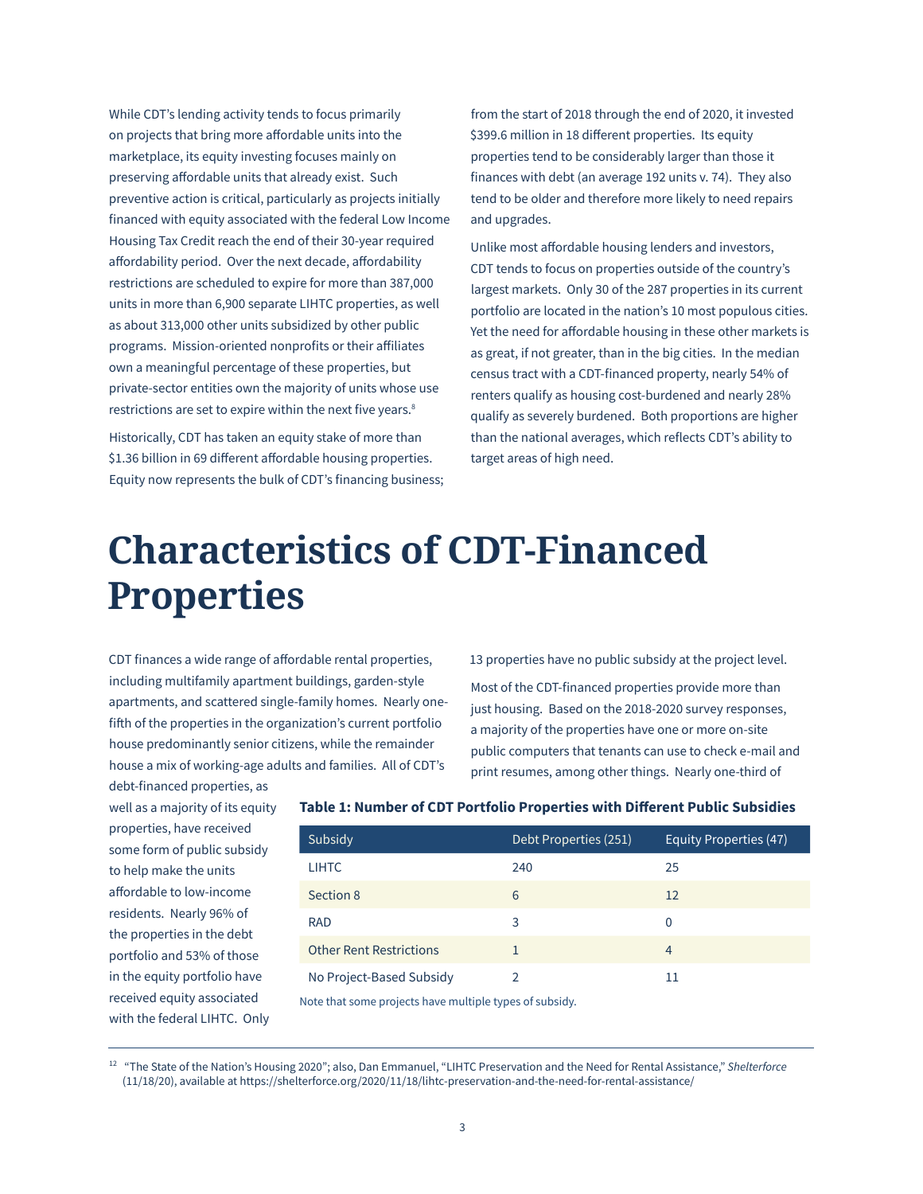While CDT's lending activity tends to focus primarily on projects that bring more affordable units into the marketplace, its equity investing focuses mainly on preserving affordable units that already exist. Such preventive action is critical, particularly as projects initially financed with equity associated with the federal Low Income Housing Tax Credit reach the end of their 30-year required affordability period. Over the next decade, affordability restrictions are scheduled to expire for more than 387,000 units in more than 6,900 separate LIHTC properties, as well as about 313,000 other units subsidized by other public programs. Mission-oriented nonprofits or their affiliates own a meaningful percentage of these properties, but private-sector entities own the majority of units whose use restrictions are set to expire within the next five years.[8]

Historically, CDT has taken an equity stake of more than $1.36 billion in 69 different affordable housing properties. Equity now represents the bulk of CDT's financing business; from the start of 2018 through the end of 2020, it invested $399.6 million in 18 different properties. Its equity properties tend to be considerably larger than those it finances with debt (an average 192 units v. 74). They also tend to be older and therefore more likely to need repairs and upgrades.

Unlike most affordable housing lenders and investors, CDT tends to focus on properties outside of the country's largest markets. Only 30 of the 287 properties in its current portfolio are located in the nation's 10 most populous cities. Yet the need for affordable housing in these other markets is as great, if not greater, than in the big cities. In the median census tract with a CDT-financed property, nearly 54% of renters qualify as housing cost-burdened and nearly 28% qualify as severely burdened. Both proportions are higher than the national averages, which reflects CDT's ability to target areas of high need.

# Characteristics of CDT-Financed Properties

CDT finances a wide range of affordable rental properties, including multifamily apartment buildings, garden-style apartments, and scattered single-family homes. Nearly one-fifth of the properties in the organization's current portfolio house predominantly senior citizens, while the remainder house a mix of working-age adults and families. All of CDT's debt-financed properties, as well as a majority of its equity properties, have received some form of public subsidy to help make the units affordable to low-income residents. Nearly 96% of the properties in the debt portfolio and 53% of those in the equity portfolio have received equity associated with the federal LIHTC. Only 13 properties have no public subsidy at the project level.

**Table 1: Number of CDT Portfolio Properties with Different Public Subsidies**

| Subsidy | Debt Properties (251) | Equity Properties (47) |
|---|---|---|
| LIHTC | 240 | 25 |
| Section 8 | 6 | 12 |
| RAD | 3 | 0 |
| Other Rent Restrictions | 1 | 4 |
| No Project-Based Subsidy | 2 | 11 |

Note that some projects have multiple types of subsidy.

Most of the CDT-financed properties provide more than just housing. Based on the 2018-2020 survey responses, a majority of the properties have one or more on-site public computers that tenants can use to check e-mail and print resumes, among other things. Nearly one-third of

[12] "The State of the Nation's Housing 2020"; also, Dan Emmanuel, "LIHTC Preservation and the Need for Rental Assistance," *Shelterforce* (11/18/20), available at https://shelterforce.org/2020/11/18/lihtc-preservation-and-the-need-for-rental-assistance/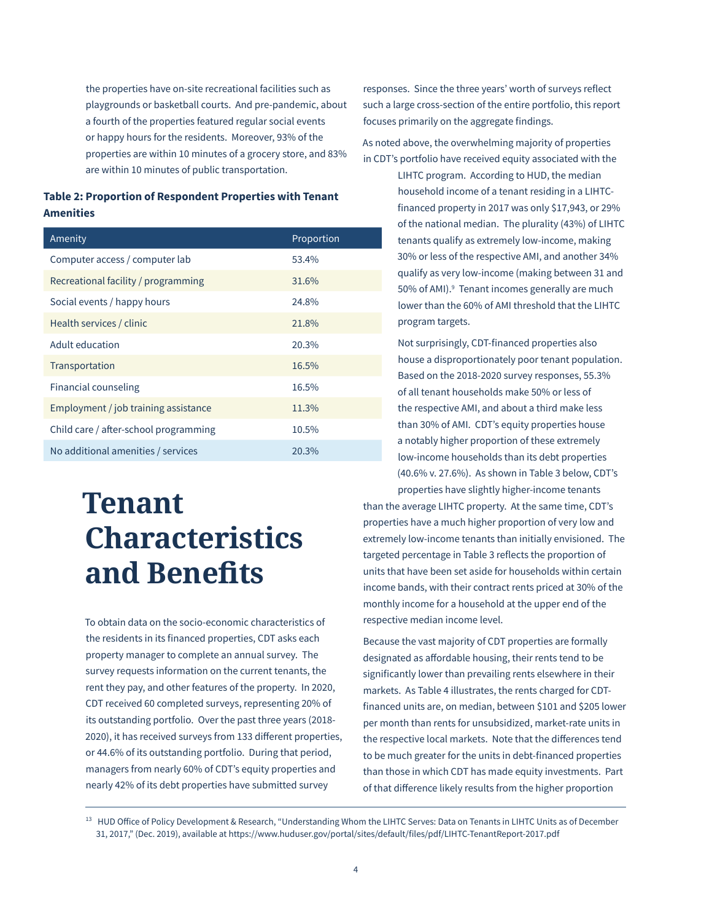the properties have on-site recreational facilities such as playgrounds or basketball courts. And pre-pandemic, about a fourth of the properties featured regular social events or happy hours for the residents. Moreover, 93% of the properties are within 10 minutes of a grocery store, and 83% are within 10 minutes of public transportation.

**Table 2: Proportion of Respondent Properties with Tenant Amenities**

| Amenity | Proportion |
| --- | --- |
| Computer access / computer lab | 53.4% |
| Recreational facility / programming | 31.6% |
| Social events / happy hours | 24.8% |
| Health services / clinic | 21.8% |
| Adult education | 20.3% |
| Transportation | 16.5% |
| Financial counseling | 16.5% |
| Employment / job training assistance | 11.3% |
| Child care / after-school programming | 10.5% |
| No additional amenities / services | 20.3% |

# Tenant Characteristics and Benefits

To obtain data on the socio-economic characteristics of the residents in its financed properties, CDT asks each property manager to complete an annual survey. The survey requests information on the current tenants, the rent they pay, and other features of the property. In 2020, CDT received 60 completed surveys, representing 20% of its outstanding portfolio. Over the past three years (2018-2020), it has received surveys from 133 different properties, or 44.6% of its outstanding portfolio. During that period, managers from nearly 60% of CDT's equity properties and nearly 42% of its debt properties have submitted survey responses. Since the three years' worth of surveys reflect such a large cross-section of the entire portfolio, this report focuses primarily on the aggregate findings.

As noted above, the overwhelming majority of properties in CDT's portfolio have received equity associated with the LIHTC program. According to HUD, the median household income of a tenant residing in a LIHTC-financed property in 2017 was only $17,943, or 29% of the national median. The plurality (43%) of LIHTC tenants qualify as extremely low-income, making 30% or less of the respective AMI, and another 34% qualify as very low-income (making between 31 and 50% of AMI).[9] Tenant incomes generally are much lower than the 60% of AMI threshold that the LIHTC program targets.

Not surprisingly, CDT-financed properties also house a disproportionately poor tenant population. Based on the 2018-2020 survey responses, 55.3% of all tenant households make 50% or less of the respective AMI, and about a third make less than 30% of AMI. CDT's equity properties house a notably higher proportion of these extremely low-income households than its debt properties (40.6% v. 27.6%). As shown in Table 3 below, CDT's properties have slightly higher-income tenants than the average LIHTC property. At the same time, CDT's properties have a much higher proportion of very low and extremely low-income tenants than initially envisioned. The targeted percentage in Table 3 reflects the proportion of units that have been set aside for households within certain income bands, with their contract rents priced at 30% of the monthly income for a household at the upper end of the respective median income level.

Because the vast majority of CDT properties are formally designated as affordable housing, their rents tend to be significantly lower than prevailing rents elsewhere in their markets. As Table 4 illustrates, the rents charged for CDT-financed units are, on median, between $101 and $205 lower per month than rents for unsubsidized, market-rate units in the respective local markets. Note that the differences tend to be much greater for the units in debt-financed properties than those in which CDT has made equity investments. Part of that difference likely results from the higher proportion

[13] HUD Office of Policy Development & Research, "Understanding Whom the LIHTC Serves: Data on Tenants in LIHTC Units as of December 31, 2017," (Dec. 2019), available at https://www.huduser.gov/portal/sites/default/files/pdf/LIHTC-TenantReport-2017.pdf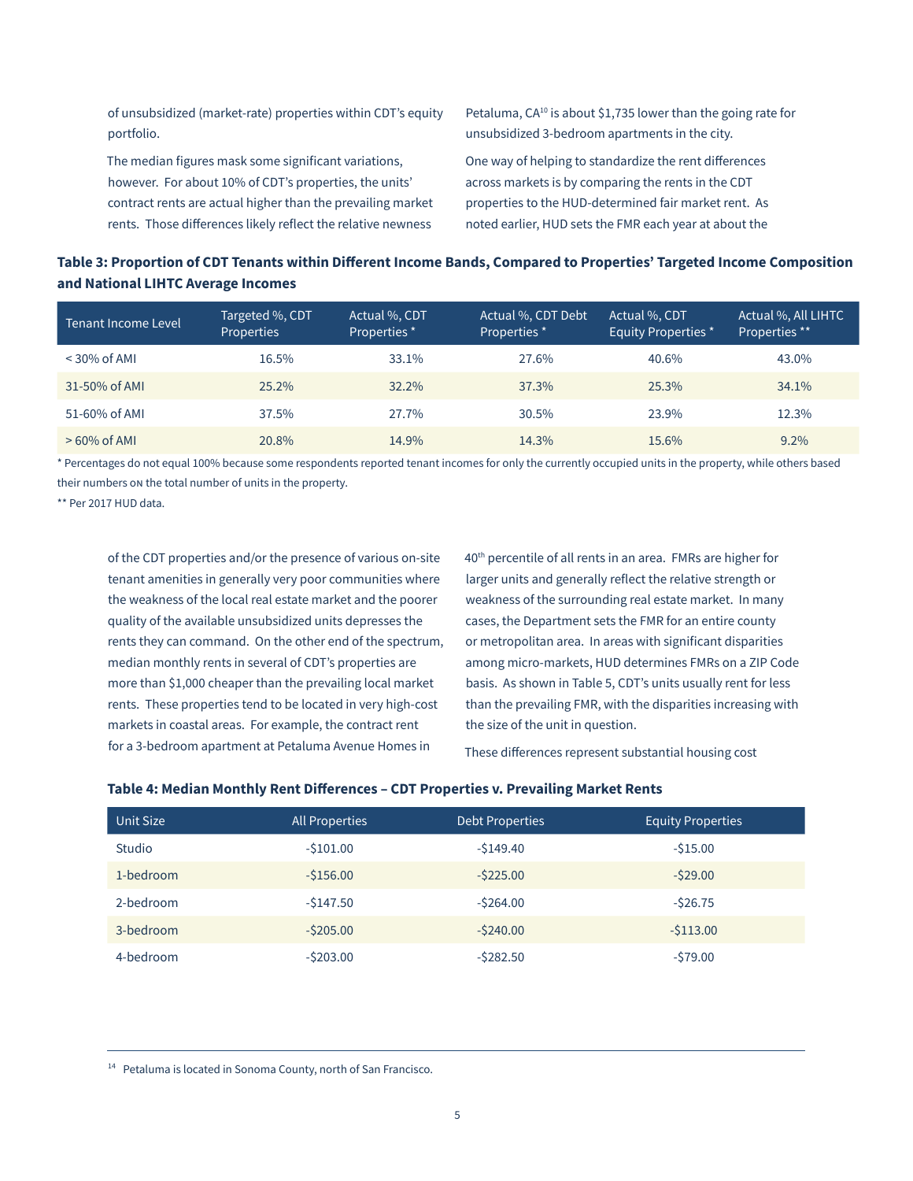of unsubsidized (market-rate) properties within CDT's equity portfolio.

The median figures mask some significant variations, however. For about 10% of CDT's properties, the units' contract rents are actual higher than the prevailing market rents. Those differences likely reflect the relative newness of the CDT properties and/or the presence of various on-site tenant amenities in generally very poor communities where the weakness of the local real estate market and the poorer quality of the available unsubsidized units depresses the rents they can command. On the other end of the spectrum, median monthly rents in several of CDT's properties are more than $1,000 cheaper than the prevailing local market rents. These properties tend to be located in very high-cost markets in coastal areas. For example, the contract rent for a 3-bedroom apartment at Petaluma Avenue Homes in Petaluma, CA[10] is about $1,735 lower than the going rate for unsubsidized 3-bedroom apartments in the city.

One way of helping to standardize the rent differences across markets is by comparing the rents in the CDT properties to the HUD-determined fair market rent. As noted earlier, HUD sets the FMR each year at about the 40th percentile of all rents in an area. FMRs are higher for larger units and generally reflect the relative strength or weakness of the surrounding real estate market. In many cases, the Department sets the FMR for an entire county or metropolitan area. In areas with significant disparities among micro-markets, HUD determines FMRs on a ZIP Code basis. As shown in Table 5, CDT's units usually rent for less than the prevailing FMR, with the disparities increasing with the size of the unit in question.

These differences represent substantial housing cost

**Table 3: Proportion of CDT Tenants within Different Income Bands, Compared to Properties' Targeted Income Composition and National LIHTC Average Incomes**

| Tenant Income Level | Targeted %, CDT Properties | Actual %, CDT Properties * | Actual %, CDT Debt Properties * | Actual %, CDT Equity Properties * | Actual %, All LIHTC Properties ** |
|---|---|---|---|---|---|
| < 30% of AMI | 16.5% | 33.1% | 27.6% | 40.6% | 43.0% |
| 31-50% of AMI | 25.2% | 32.2% | 37.3% | 25.3% | 34.1% |
| 51-60% of AMI | 37.5% | 27.7% | 30.5% | 23.9% | 12.3% |
| > 60% of AMI | 20.8% | 14.9% | 14.3% | 15.6% | 9.2% |

* Percentages do not equal 100% because some respondents reported tenant incomes for only the currently occupied units in the property, while others based their numbers on the total number of units in the property.

** Per 2017 HUD data.

**Table 4: Median Monthly Rent Differences – CDT Properties v. Prevailing Market Rents**

| Unit Size | All Properties | Debt Properties | Equity Properties |
|---|---|---|---|
| Studio | -$101.00 | -$149.40 | -$15.00 |
| 1-bedroom | -$156.00 | -$225.00 | -$29.00 |
| 2-bedroom | -$147.50 | -$264.00 | -$26.75 |
| 3-bedroom | -$205.00 | -$240.00 | -$113.00 |
| 4-bedroom | -$203.00 | -$282.50 | -$79.00 |

[14] Petaluma is located in Sonoma County, north of San Francisco.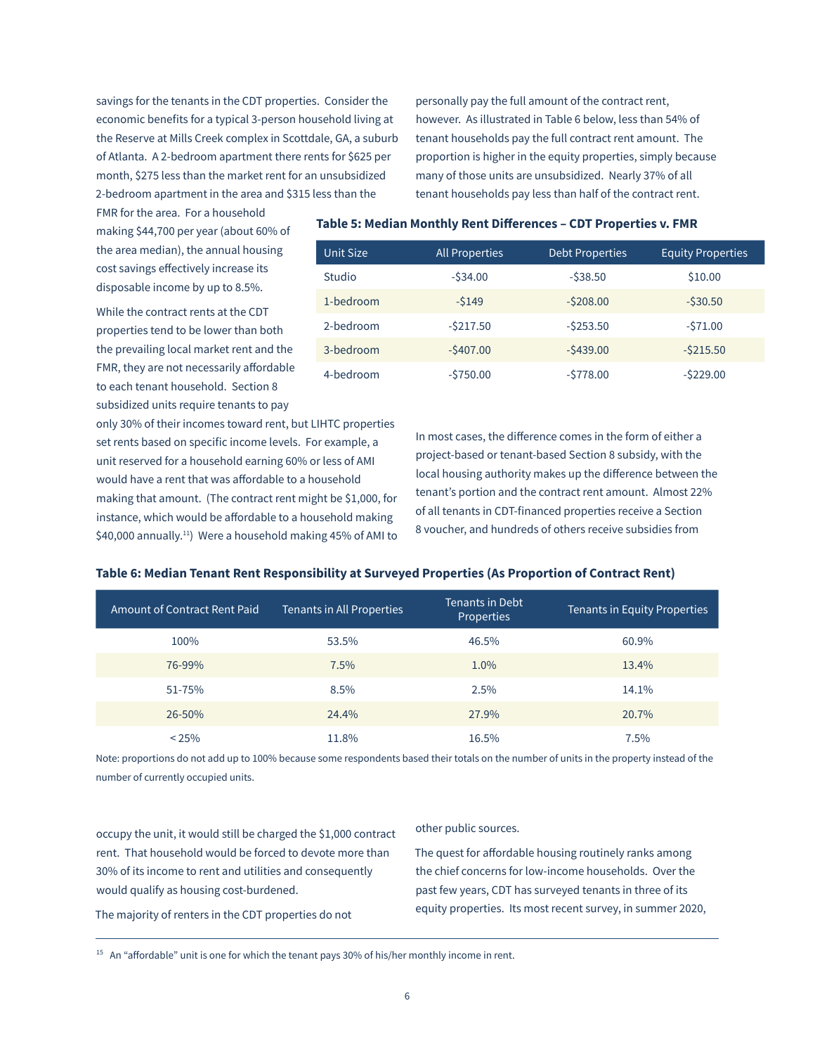savings for the tenants in the CDT properties. Consider the economic benefits for a typical 3-person household living at the Reserve at Mills Creek complex in Scottdale, GA, a suburb of Atlanta. A 2-bedroom apartment there rents for $625 per month, $275 less than the market rent for an unsubsidized 2-bedroom apartment in the area and $315 less than the FMR for the area. For a household making $44,700 per year (about 60% of the area median), the annual housing cost savings effectively increase its disposable income by up to 8.5%.

**Table 5: Median Monthly Rent Differences – CDT Properties v. FMR**

| Unit Size | All Properties | Debt Properties | Equity Properties |
|---|---|---|---|
| Studio | -$34.00 | -$38.50 | $10.00 |
| 1-bedroom | -$149 | -$208.00 | -$30.50 |
| 2-bedroom | -$217.50 | -$253.50 | -$71.00 |
| 3-bedroom | -$407.00 | -$439.00 | -$215.50 |
| 4-bedroom | -$750.00 | -$778.00 | -$229.00 |

While the contract rents at the CDT properties tend to be lower than both the prevailing local market rent and the FMR, they are not necessarily affordable to each tenant household. Section 8 subsidized units require tenants to pay only 30% of their incomes toward rent, but LIHTC properties set rents based on specific income levels. For example, a unit reserved for a household earning 60% or less of AMI would have a rent that was affordable to a household making that amount. (The contract rent might be $1,000, for instance, which would be affordable to a household making $40,000 annually.[15]) Were a household making 45% of AMI to occupy the unit, it would still be charged the $1,000 contract rent. That household would be forced to devote more than 30% of its income to rent and utilities and consequently would qualify as housing cost-burdened.

The majority of renters in the CDT properties do not personally pay the full amount of the contract rent, however. As illustrated in Table 6 below, less than 54% of tenant households pay the full contract rent amount. The proportion is higher in the equity properties, simply because many of those units are unsubsidized. Nearly 37% of all tenant households pay less than half of the contract rent.

**Table 6: Median Tenant Rent Responsibility at Surveyed Properties (As Proportion of Contract Rent)**

| Amount of Contract Rent Paid | Tenants in All Properties | Tenants in Debt Properties | Tenants in Equity Properties |
|---|---|---|---|
| 100% | 53.5% | 46.5% | 60.9% |
| 76-99% | 7.5% | 1.0% | 13.4% |
| 51-75% | 8.5% | 2.5% | 14.1% |
| 26-50% | 24.4% | 27.9% | 20.7% |
| < 25% | 11.8% | 16.5% | 7.5% |

Note: proportions do not add up to 100% because some respondents based their totals on the number of units in the property instead of the number of currently occupied units.

In most cases, the difference comes in the form of either a project-based or tenant-based Section 8 subsidy, with the local housing authority makes up the difference between the tenant's portion and the contract rent amount. Almost 22% of all tenants in CDT-financed properties receive a Section 8 voucher, and hundreds of others receive subsidies from other public sources.

The quest for affordable housing routinely ranks among the chief concerns for low-income households. Over the past few years, CDT has surveyed tenants in three of its equity properties. Its most recent survey, in summer 2020,

[15] An "affordable" unit is one for which the tenant pays 30% of his/her monthly income in rent.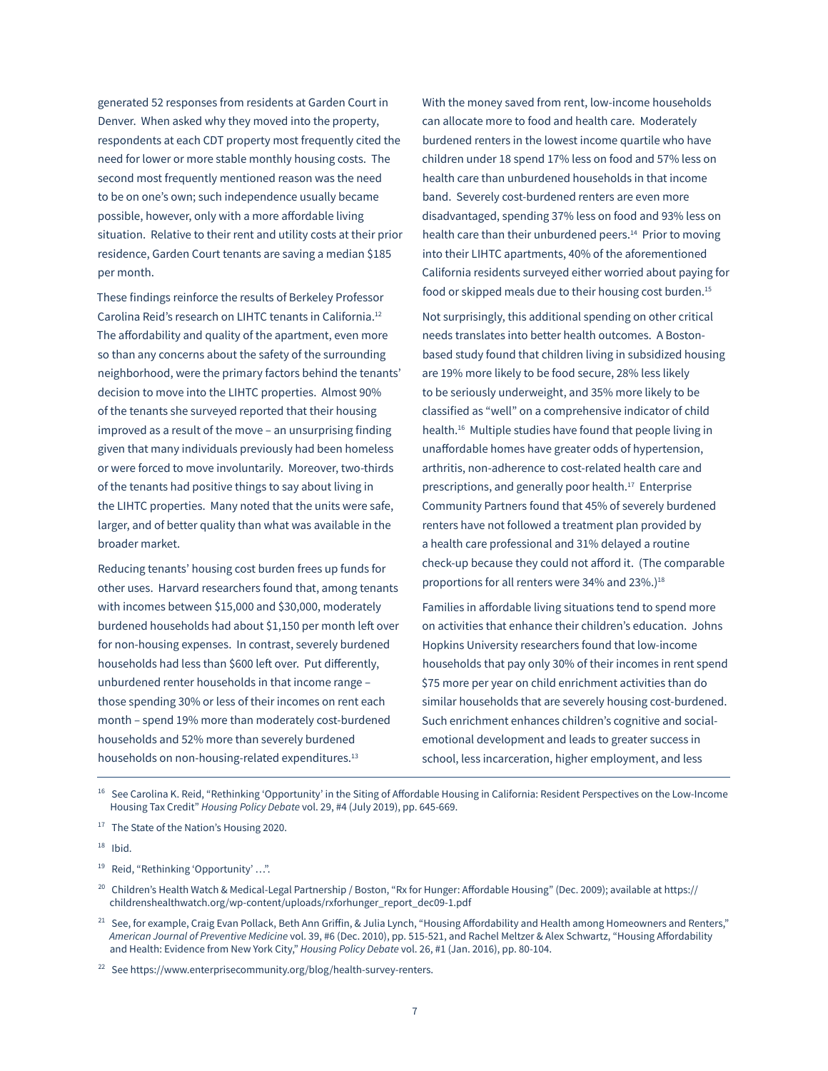generated 52 responses from residents at Garden Court in Denver. When asked why they moved into the property, respondents at each CDT property most frequently cited the need for lower or more stable monthly housing costs. The second most frequently mentioned reason was the need to be on one's own; such independence usually became possible, however, only with a more affordable living situation. Relative to their rent and utility costs at their prior residence, Garden Court tenants are saving a median $185 per month.

These findings reinforce the results of Berkeley Professor Carolina Reid's research on LIHTC tenants in California.[12] The affordability and quality of the apartment, even more so than any concerns about the safety of the surrounding neighborhood, were the primary factors behind the tenants' decision to move into the LIHTC properties. Almost 90% of the tenants she surveyed reported that their housing improved as a result of the move – an unsurprising finding given that many individuals previously had been homeless or were forced to move involuntarily. Moreover, two-thirds of the tenants had positive things to say about living in the LIHTC properties. Many noted that the units were safe, larger, and of better quality than what was available in the broader market.

Reducing tenants' housing cost burden frees up funds for other uses. Harvard researchers found that, among tenants with incomes between $15,000 and $30,000, moderately burdened households had about $1,150 per month left over for non-housing expenses. In contrast, severely burdened households had less than $600 left over. Put differently, unburdened renter households in that income range – those spending 30% or less of their incomes on rent each month – spend 19% more than moderately cost-burdened households and 52% more than severely burdened households on non-housing-related expenditures.[13]

With the money saved from rent, low-income households can allocate more to food and health care. Moderately burdened renters in the lowest income quartile who have children under 18 spend 17% less on food and 57% less on health care than unburdened households in that income band. Severely cost-burdened renters are even more disadvantaged, spending 37% less on food and 93% less on health care than their unburdened peers.[14] Prior to moving into their LIHTC apartments, 40% of the aforementioned California residents surveyed either worried about paying for food or skipped meals due to their housing cost burden.[15]

Not surprisingly, this additional spending on other critical needs translates into better health outcomes. A Boston-based study found that children living in subsidized housing are 19% more likely to be food secure, 28% less likely to be seriously underweight, and 35% more likely to be classified as "well" on a comprehensive indicator of child health.[16] Multiple studies have found that people living in unaffordable homes have greater odds of hypertension, arthritis, non-adherence to cost-related health care and prescriptions, and generally poor health.[17] Enterprise Community Partners found that 45% of severely burdened renters have not followed a treatment plan provided by a health care professional and 31% delayed a routine check-up because they could not afford it. (The comparable proportions for all renters were 34% and 23%.)[18]

Families in affordable living situations tend to spend more on activities that enhance their children's education. Johns Hopkins University researchers found that low-income households that pay only 30% of their incomes in rent spend $75 more per year on child enrichment activities than do similar households that are severely housing cost-burdened. Such enrichment enhances children's cognitive and social-emotional development and leads to greater success in school, less incarceration, higher employment, and less

---

[16] See Carolina K. Reid, "Rethinking 'Opportunity' in the Siting of Affordable Housing in California: Resident Perspectives on the Low-Income Housing Tax Credit" *Housing Policy Debate* vol. 29, #4 (July 2019), pp. 645-669.

[17] The State of the Nation's Housing 2020.

[18] Ibid.

[19] Reid, "Rethinking 'Opportunity' …".

[20] Children's Health Watch & Medical-Legal Partnership / Boston, "Rx for Hunger: Affordable Housing" (Dec. 2009); available at https://childrenshealthwatch.org/wp-content/uploads/rxforhunger_report_dec09-1.pdf

[21] See, for example, Craig Evan Pollack, Beth Ann Griffin, & Julia Lynch, "Housing Affordability and Health among Homeowners and Renters," *American Journal of Preventive Medicine* vol. 39, #6 (Dec. 2010), pp. 515-521, and Rachel Meltzer & Alex Schwartz, "Housing Affordability and Health: Evidence from New York City," *Housing Policy Debate* vol. 26, #1 (Jan. 2016), pp. 80-104.

[22] See https://www.enterprisecommunity.org/blog/health-survey-renters.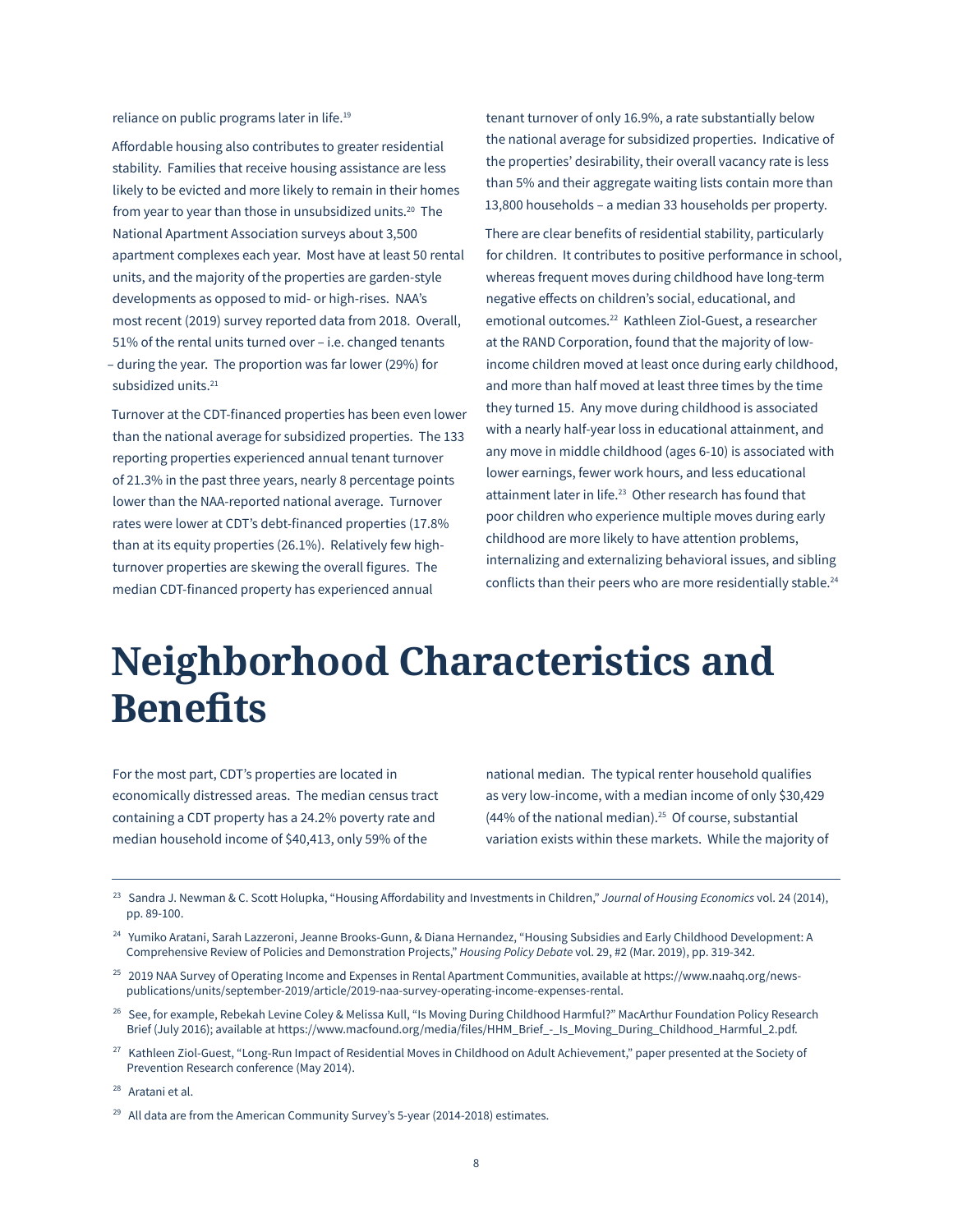reliance on public programs later in life.[19]

Affordable housing also contributes to greater residential stability. Families that receive housing assistance are less likely to be evicted and more likely to remain in their homes from year to year than those in unsubsidized units.[20] The National Apartment Association surveys about 3,500 apartment complexes each year. Most have at least 50 rental units, and the majority of the properties are garden-style developments as opposed to mid- or high-rises. NAA's most recent (2019) survey reported data from 2018. Overall, 51% of the rental units turned over – i.e. changed tenants – during the year. The proportion was far lower (29%) for subsidized units.[21]

Turnover at the CDT-financed properties has been even lower than the national average for subsidized properties. The 133 reporting properties experienced annual tenant turnover of 21.3% in the past three years, nearly 8 percentage points lower than the NAA-reported national average. Turnover rates were lower at CDT's debt-financed properties (17.8% than at its equity properties (26.1%). Relatively few high-turnover properties are skewing the overall figures. The median CDT-financed property has experienced annual tenant turnover of only 16.9%, a rate substantially below the national average for subsidized properties. Indicative of the properties' desirability, their overall vacancy rate is less than 5% and their aggregate waiting lists contain more than 13,800 households – a median 33 households per property.

There are clear benefits of residential stability, particularly for children. It contributes to positive performance in school, whereas frequent moves during childhood have long-term negative effects on children's social, educational, and emotional outcomes.[22] Kathleen Ziol-Guest, a researcher at the RAND Corporation, found that the majority of low-income children moved at least once during early childhood, and more than half moved at least three times by the time they turned 15. Any move during childhood is associated with a nearly half-year loss in educational attainment, and any move in middle childhood (ages 6-10) is associated with lower earnings, fewer work hours, and less educational attainment later in life.[23] Other research has found that poor children who experience multiple moves during early childhood are more likely to have attention problems, internalizing and externalizing behavioral issues, and sibling conflicts than their peers who are more residentially stable.[24]

# Neighborhood Characteristics and Benefits

For the most part, CDT's properties are located in economically distressed areas. The median census tract containing a CDT property has a 24.2% poverty rate and median household income of $40,413, only 59% of the national median. The typical renter household qualifies as very low-income, with a median income of only $30,429 (44% of the national median).[25] Of course, substantial variation exists within these markets. While the majority of

---

[23] Sandra J. Newman & C. Scott Holupka, "Housing Affordability and Investments in Children," *Journal of Housing Economics* vol. 24 (2014), pp. 89-100.

[24] Yumiko Aratani, Sarah Lazzeroni, Jeanne Brooks-Gunn, & Diana Hernandez, "Housing Subsidies and Early Childhood Development: A Comprehensive Review of Policies and Demonstration Projects," *Housing Policy Debate* vol. 29, #2 (Mar. 2019), pp. 319-342.

[25] 2019 NAA Survey of Operating Income and Expenses in Rental Apartment Communities, available at https://www.naahq.org/news-publications/units/september-2019/article/2019-naa-survey-operating-income-expenses-rental.

[26] See, for example, Rebekah Levine Coley & Melissa Kull, "Is Moving During Childhood Harmful?" MacArthur Foundation Policy Research Brief (July 2016); available at https://www.macfound.org/media/files/HHM_Brief_-_Is_Moving_During_Childhood_Harmful_2.pdf.

[27] Kathleen Ziol-Guest, "Long-Run Impact of Residential Moves in Childhood on Adult Achievement," paper presented at the Society of Prevention Research conference (May 2014).

[28] Aratani et al.

[29] All data are from the American Community Survey's 5-year (2014-2018) estimates.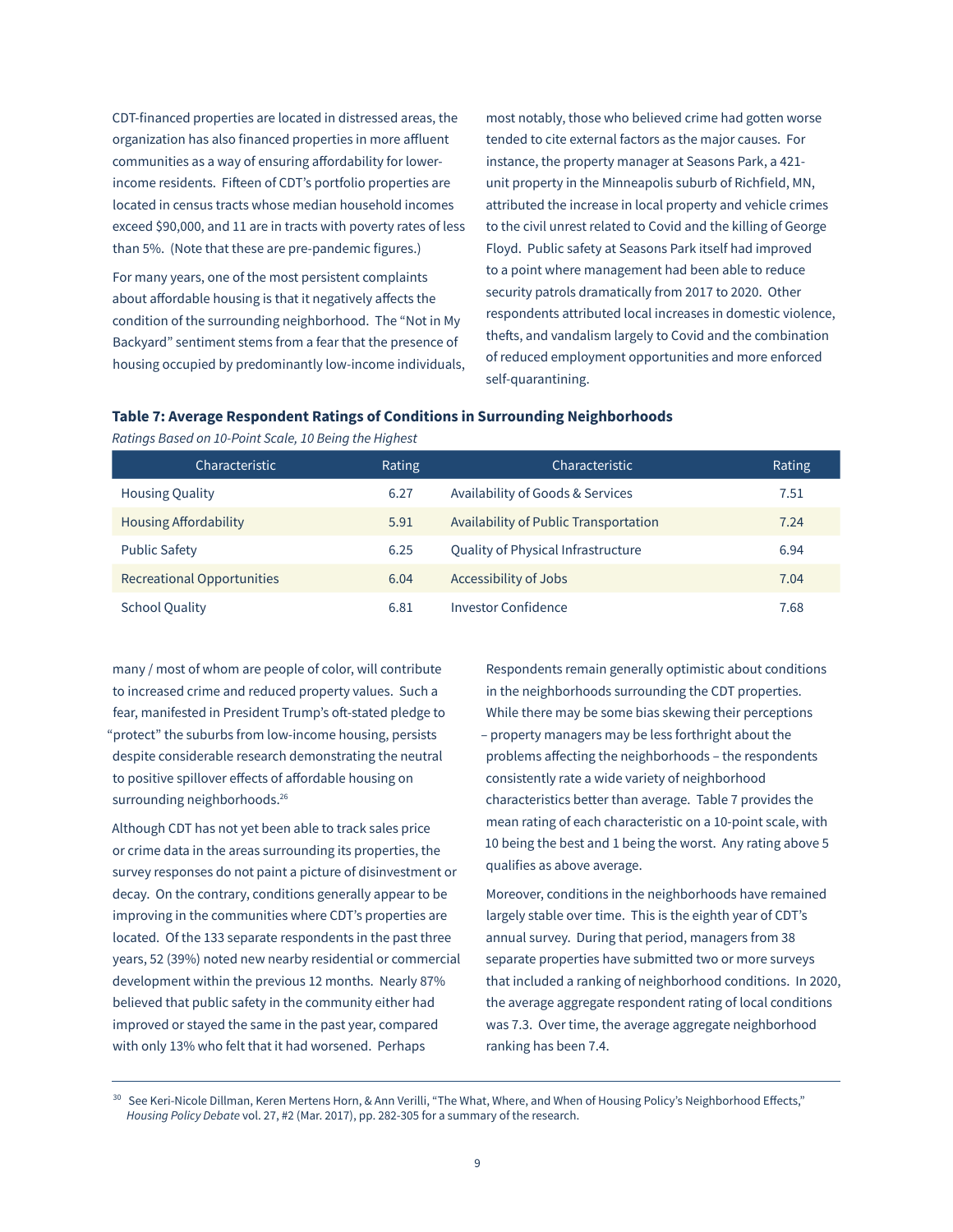CDT-financed properties are located in distressed areas, the organization has also financed properties in more affluent communities as a way of ensuring affordability for lower-income residents. Fifteen of CDT's portfolio properties are located in census tracts whose median household incomes exceed $90,000, and 11 are in tracts with poverty rates of less than 5%. (Note that these are pre-pandemic figures.)

For many years, one of the most persistent complaints about affordable housing is that it negatively affects the condition of the surrounding neighborhood. The "Not in My Backyard" sentiment stems from a fear that the presence of housing occupied by predominantly low-income individuals, many / most of whom are people of color, will contribute to increased crime and reduced property values. Such a fear, manifested in President Trump's oft-stated pledge to "protect" the suburbs from low-income housing, persists despite considerable research demonstrating the neutral to positive spillover effects of affordable housing on surrounding neighborhoods.[26]

Although CDT has not yet been able to track sales price or crime data in the areas surrounding its properties, the survey responses do not paint a picture of disinvestment or decay. On the contrary, conditions generally appear to be improving in the communities where CDT's properties are located. Of the 133 separate respondents in the past three years, 52 (39%) noted new nearby residential or commercial development within the previous 12 months. Nearly 87% believed that public safety in the community either had improved or stayed the same in the past year, compared with only 13% who felt that it had worsened. Perhaps most notably, those who believed crime had gotten worse tended to cite external factors as the major causes. For instance, the property manager at Seasons Park, a 421-unit property in the Minneapolis suburb of Richfield, MN, attributed the increase in local property and vehicle crimes to the civil unrest related to Covid and the killing of George Floyd. Public safety at Seasons Park itself had improved to a point where management had been able to reduce security patrols dramatically from 2017 to 2020. Other respondents attributed local increases in domestic violence, thefts, and vandalism largely to Covid and the combination of reduced employment opportunities and more enforced self-quarantining.

**Table 7: Average Respondent Ratings of Conditions in Surrounding Neighborhoods**

*Ratings Based on 10-Point Scale, 10 Being the Highest*

| Characteristic | Rating | Characteristic | Rating |
|---|---|---|---|
| Housing Quality | 6.27 | Availability of Goods & Services | 7.51 |
| Housing Affordability | 5.91 | Availability of Public Transportation | 7.24 |
| Public Safety | 6.25 | Quality of Physical Infrastructure | 6.94 |
| Recreational Opportunities | 6.04 | Accessibility of Jobs | 7.04 |
| School Quality | 6.81 | Investor Confidence | 7.68 |

Respondents remain generally optimistic about conditions in the neighborhoods surrounding the CDT properties. While there may be some bias skewing their perceptions – property managers may be less forthright about the problems affecting the neighborhoods – the respondents consistently rate a wide variety of neighborhood characteristics better than average. Table 7 provides the mean rating of each characteristic on a 10-point scale, with 10 being the best and 1 being the worst. Any rating above 5 qualifies as above average.

Moreover, conditions in the neighborhoods have remained largely stable over time. This is the eighth year of CDT's annual survey. During that period, managers from 38 separate properties have submitted two or more surveys that included a ranking of neighborhood conditions. In 2020, the average aggregate respondent rating of local conditions was 7.3. Over time, the average aggregate neighborhood ranking has been 7.4.

[30] See Keri-Nicole Dillman, Keren Mertens Horn, & Ann Verilli, "The What, Where, and When of Housing Policy's Neighborhood Effects," *Housing Policy Debate* vol. 27, #2 (Mar. 2017), pp. 282-305 for a summary of the research.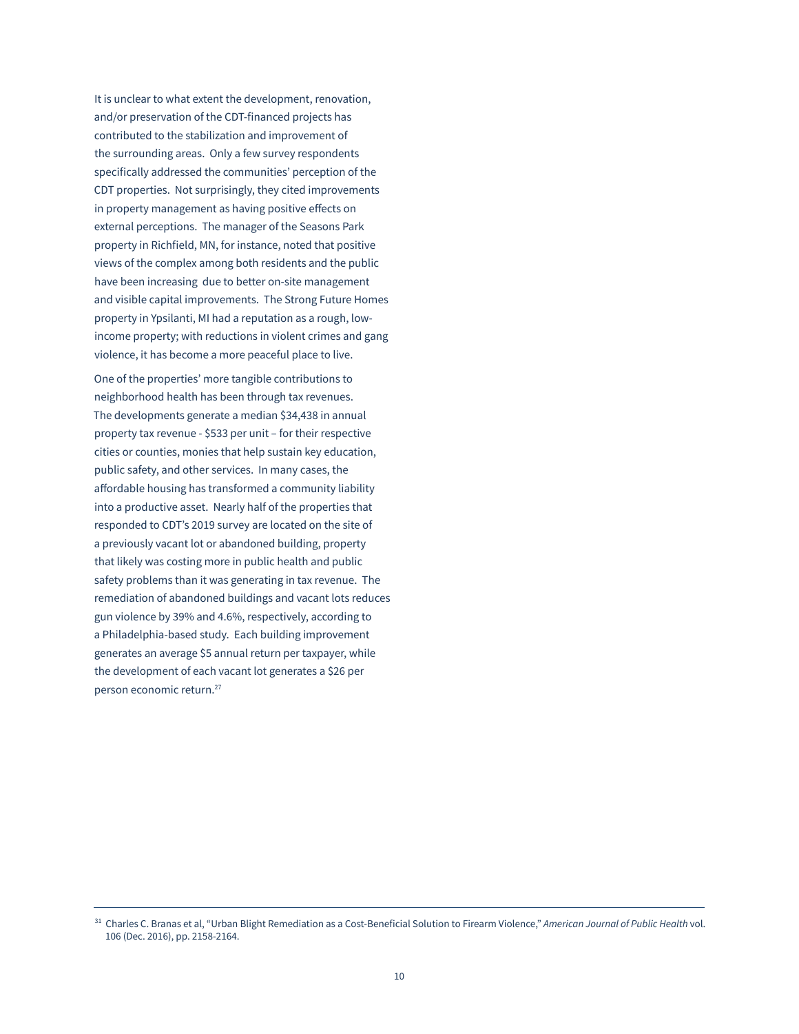It is unclear to what extent the development, renovation, and/or preservation of the CDT-financed projects has contributed to the stabilization and improvement of the surrounding areas. Only a few survey respondents specifically addressed the communities' perception of the CDT properties. Not surprisingly, they cited improvements in property management as having positive effects on external perceptions. The manager of the Seasons Park property in Richfield, MN, for instance, noted that positive views of the complex among both residents and the public have been increasing due to better on-site management and visible capital improvements. The Strong Future Homes property in Ypsilanti, MI had a reputation as a rough, low-income property; with reductions in violent crimes and gang violence, it has become a more peaceful place to live.

One of the properties' more tangible contributions to neighborhood health has been through tax revenues. The developments generate a median $34,438 in annual property tax revenue - $533 per unit – for their respective cities or counties, monies that help sustain key education, public safety, and other services. In many cases, the affordable housing has transformed a community liability into a productive asset. Nearly half of the properties that responded to CDT's 2019 survey are located on the site of a previously vacant lot or abandoned building, property that likely was costing more in public health and public safety problems than it was generating in tax revenue. The remediation of abandoned buildings and vacant lots reduces gun violence by 39% and 4.6%, respectively, according to a Philadelphia-based study. Each building improvement generates an average $5 annual return per taxpayer, while the development of each vacant lot generates a $26 per person economic return.[27]

---

[31] Charles C. Branas et al, "Urban Blight Remediation as a Cost-Beneficial Solution to Firearm Violence," *American Journal of Public Health* vol. 106 (Dec. 2016), pp. 2158-2164.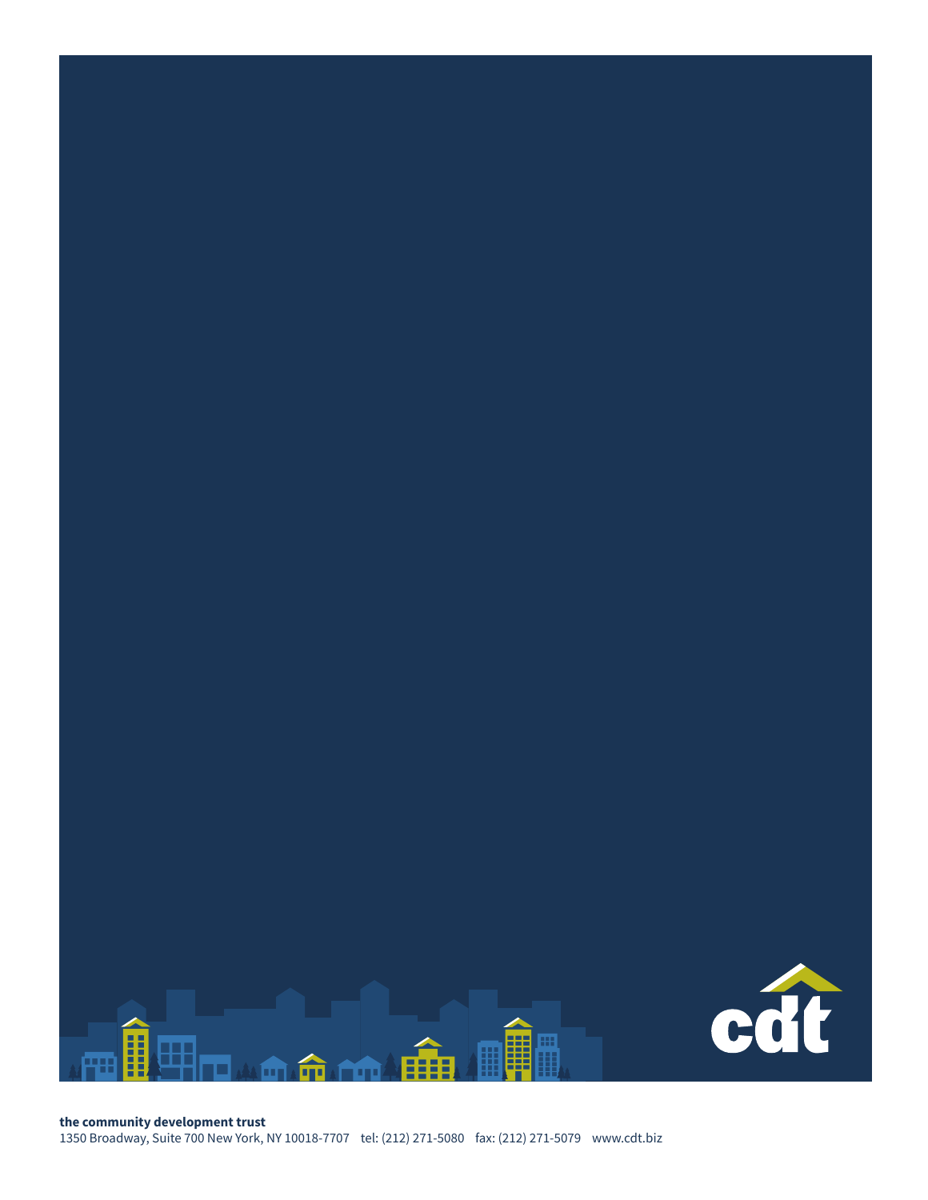cdt

**the community development trust**
1350 Broadway, Suite 700 New York, NY 10018-7707 tel: (212) 271-5080 fax: (212) 271-5079 www.cdt.biz